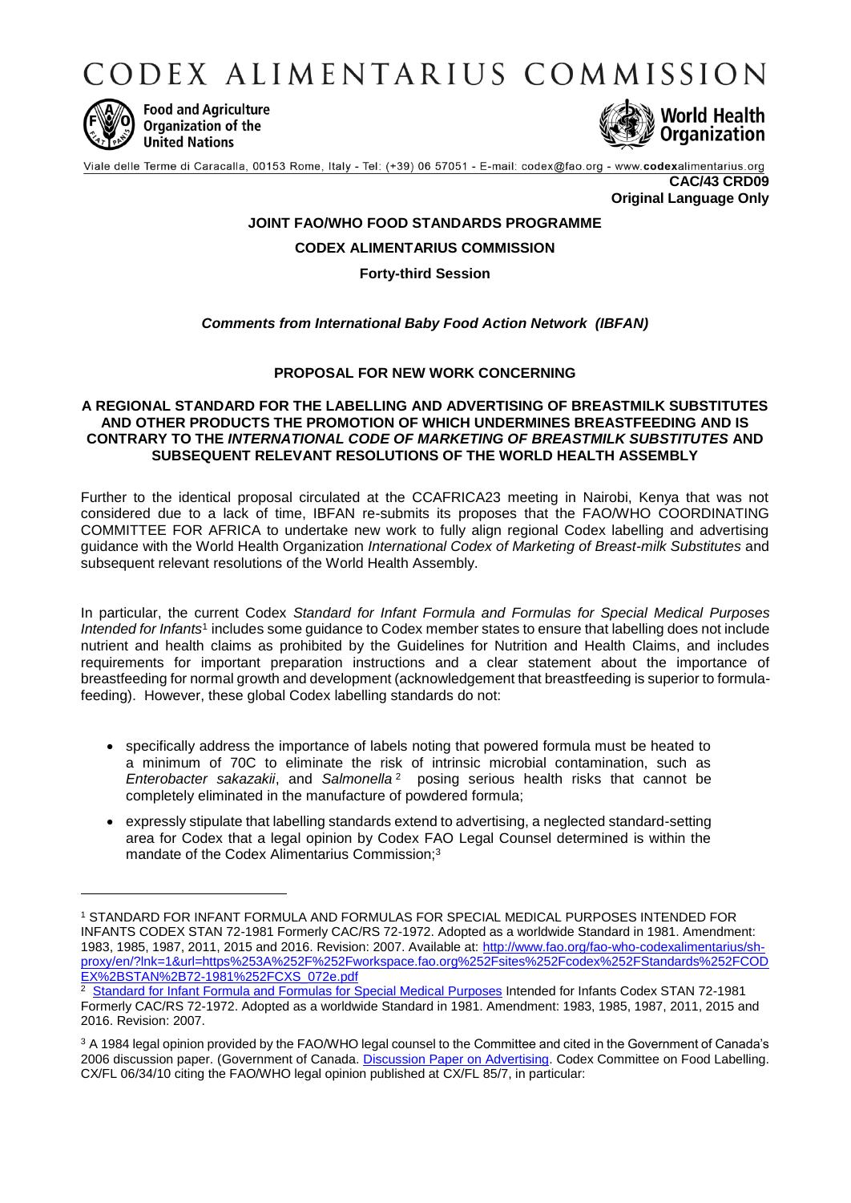# CODEX ALIMENTARIUS COMMISSION

Food and Agriculture Organization of the United Nations

World Health Organization

Viale delle Terme di Caracalla, 00153 Rome, Italy - Tel: (+39) 06 57051 - E-mail: codex@fao.org - www.codexalimentarius.org

**CAC/43 CRD09**
**Original Language Only**

**JOINT FAO/WHO FOOD STANDARDS PROGRAMME**

**CODEX ALIMENTARIUS COMMISSION**

**Forty-third Session**

***Comments from International Baby Food Action Network (IBFAN)***

**PROPOSAL FOR NEW WORK CONCERNING**

**A REGIONAL STANDARD FOR THE LABELLING AND ADVERTISING OF BREASTMILK SUBSTITUTES AND OTHER PRODUCTS THE PROMOTION OF WHICH UNDERMINES BREASTFEEDING AND IS CONTRARY TO THE *INTERNATIONAL CODE OF MARKETING OF BREASTMILK SUBSTITUTES* AND SUBSEQUENT RELEVANT RESOLUTIONS OF THE WORLD HEALTH ASSEMBLY**

Further to the identical proposal circulated at the CCAFRICA23 meeting in Nairobi, Kenya that was not considered due to a lack of time, IBFAN re-submits its proposes that the FAO/WHO COORDINATING COMMITTEE FOR AFRICA to undertake new work to fully align regional Codex labelling and advertising guidance with the World Health Organization *International Codex of Marketing of Breast-milk Substitutes* and subsequent relevant resolutions of the World Health Assembly.

In particular, the current Codex *Standard for Infant Formula and Formulas for Special Medical Purposes Intended for Infants*[1] includes some guidance to Codex member states to ensure that labelling does not include nutrient and health claims as prohibited by the Guidelines for Nutrition and Health Claims, and includes requirements for important preparation instructions and a clear statement about the importance of breastfeeding for normal growth and development (acknowledgement that breastfeeding is superior to formula-feeding). However, these global Codex labelling standards do not:

- specifically address the importance of labels noting that powered formula must be heated to a minimum of 70C to eliminate the risk of intrinsic microbial contamination, such as *Enterobacter sakazakii*, and *Salmonella*[2] posing serious health risks that cannot be completely eliminated in the manufacture of powdered formula;
- expressly stipulate that labelling standards extend to advertising, a neglected standard-setting area for Codex that a legal opinion by Codex FAO Legal Counsel determined is within the mandate of the Codex Alimentarius Commission;[3]

---

[1] STANDARD FOR INFANT FORMULA AND FORMULAS FOR SPECIAL MEDICAL PURPOSES INTENDED FOR INFANTS CODEX STAN 72-1981 Formerly CAC/RS 72-1972. Adopted as a worldwide Standard in 1981. Amendment: 1983, 1985, 1987, 2011, 2015 and 2016. Revision: 2007. Available at: http://www.fao.org/fao-who-codexalimentarius/sh-proxy/en/?lnk=1&url=https%253A%252F%252Fworkspace.fao.org%252Fsites%252Fcodex%252FStandards%252FCODEX%2BSTAN%2B72-1981%252FCXS_072e.pdf

[2] Standard for Infant Formula and Formulas for Special Medical Purposes Intended for Infants Codex STAN 72-1981 Formerly CAC/RS 72-1972. Adopted as a worldwide Standard in 1981. Amendment: 1983, 1985, 1987, 2011, 2015 and 2016. Revision: 2007.

[3] A 1984 legal opinion provided by the FAO/WHO legal counsel to the Committee and cited in the Government of Canada's 2006 discussion paper. (Government of Canada. Discussion Paper on Advertising. Codex Committee on Food Labelling. CX/FL 06/34/10 citing the FAO/WHO legal opinion published at CX/FL 85/7, in particular: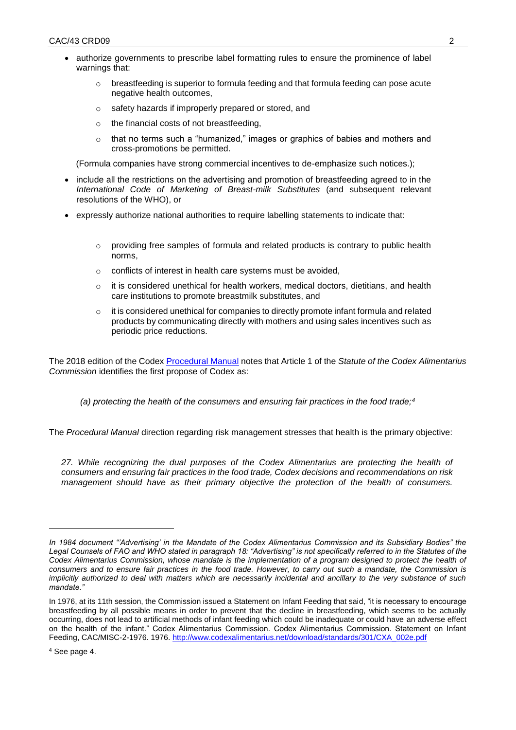- authorize governments to prescribe label formatting rules to ensure the prominence of label warnings that:
  - breastfeeding is superior to formula feeding and that formula feeding can pose acute negative health outcomes,
  - safety hazards if improperly prepared or stored, and
  - the financial costs of not breastfeeding,
  - that no terms such a "humanized," images or graphics of babies and mothers and cross-promotions be permitted.

  (Formula companies have strong commercial incentives to de-emphasize such notices.);

- include all the restrictions on the advertising and promotion of breastfeeding agreed to in the *International Code of Marketing of Breast-milk Substitutes* (and subsequent relevant resolutions of the WHO), or
- expressly authorize national authorities to require labelling statements to indicate that:
  - providing free samples of formula and related products is contrary to public health norms,
  - conflicts of interest in health care systems must be avoided,
  - it is considered unethical for health workers, medical doctors, dietitians, and health care institutions to promote breastmilk substitutes, and
  - it is considered unethical for companies to directly promote infant formula and related products by communicating directly with mothers and using sales incentives such as periodic price reductions.

The 2018 edition of the Codex Procedural Manual notes that Article 1 of the *Statute of the Codex Alimentarius Commission* identifies the first propose of Codex as:

> *(a) protecting the health of the consumers and ensuring fair practices in the food trade;*[4]

The *Procedural Manual* direction regarding risk management stresses that health is the primary objective:

> *27. While recognizing the dual purposes of the Codex Alimentarius are protecting the health of consumers and ensuring fair practices in the food trade, Codex decisions and recommendations on risk management should have as their primary objective the protection of the health of consumers.*

---

*In 1984 document "'Advertising' in the Mandate of the Codex Alimentarius Commission and its Subsidiary Bodies" the Legal Counsels of FAO and WHO stated in paragraph 18: "Advertising" is not specifically referred to in the Statutes of the Codex Alimentarius Commission, whose mandate is the implementation of a program designed to protect the health of consumers and to ensure fair practices in the food trade. However, to carry out such a mandate, the Commission is implicitly authorized to deal with matters which are necessarily incidental and ancillary to the very substance of such mandate."*

In 1976, at its 11th session, the Commission issued a Statement on Infant Feeding that said, "it is necessary to encourage breastfeeding by all possible means in order to prevent that the decline in breastfeeding, which seems to be actually occurring, does not lead to artificial methods of infant feeding which could be inadequate or could have an adverse effect on the health of the infant." Codex Alimentarius Commission. Codex Alimentarius Commission. Statement on Infant Feeding, CAC/MISC-2-1976. 1976. http://www.codexalimentarius.net/download/standards/301/CXA_002e.pdf

[4] See page 4.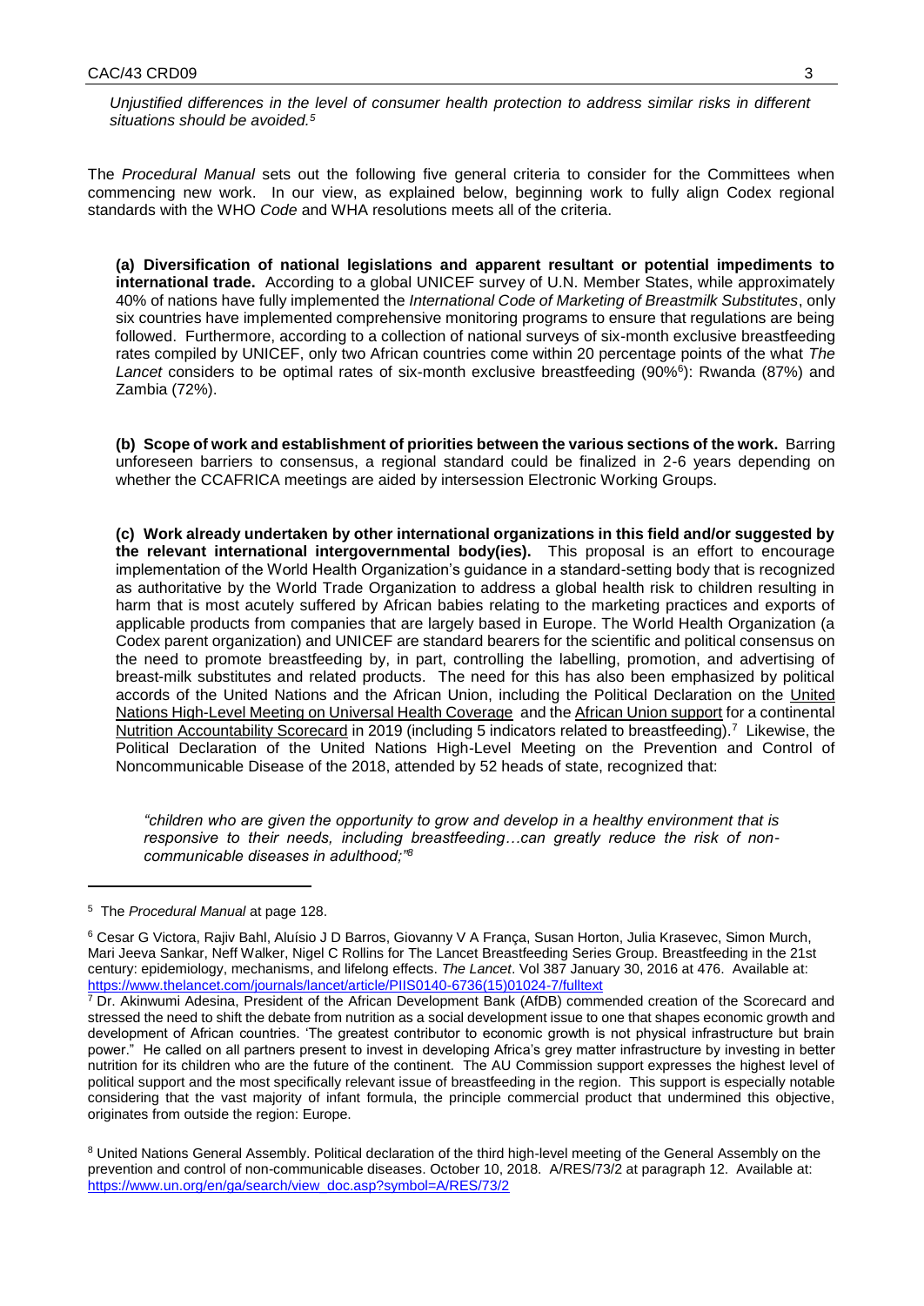*Unjustified differences in the level of consumer health protection to address similar risks in different situations should be avoided.*[5]

The *Procedural Manual* sets out the following five general criteria to consider for the Committees when commencing new work. In our view, as explained below, beginning work to fully align Codex regional standards with the WHO *Code* and WHA resolutions meets all of the criteria.

**(a) Diversification of national legislations and apparent resultant or potential impediments to international trade.** According to a global UNICEF survey of U.N. Member States, while approximately 40% of nations have fully implemented the *International Code of Marketing of Breastmilk Substitutes*, only six countries have implemented comprehensive monitoring programs to ensure that regulations are being followed. Furthermore, according to a collection of national surveys of six-month exclusive breastfeeding rates compiled by UNICEF, only two African countries come within 20 percentage points of the what *The Lancet* considers to be optimal rates of six-month exclusive breastfeeding (90%[6]): Rwanda (87%) and Zambia (72%).

**(b) Scope of work and establishment of priorities between the various sections of the work.** Barring unforeseen barriers to consensus, a regional standard could be finalized in 2-6 years depending on whether the CCAFRICA meetings are aided by intersession Electronic Working Groups.

**(c) Work already undertaken by other international organizations in this field and/or suggested by the relevant international intergovernmental body(ies).** This proposal is an effort to encourage implementation of the World Health Organization's guidance in a standard-setting body that is recognized as authoritative by the World Trade Organization to address a global health risk to children resulting in harm that is most acutely suffered by African babies relating to the marketing practices and exports of applicable products from companies that are largely based in Europe. The World Health Organization (a Codex parent organization) and UNICEF are standard bearers for the scientific and political consensus on the need to promote breastfeeding by, in part, controlling the labelling, promotion, and advertising of breast-milk substitutes and related products. The need for this has also been emphasized by political accords of the United Nations and the African Union, including the Political Declaration on the United Nations High-Level Meeting on Universal Health Coverage and the African Union support for a continental Nutrition Accountability Scorecard in 2019 (including 5 indicators related to breastfeeding).[7] Likewise, the Political Declaration of the United Nations High-Level Meeting on the Prevention and Control of Noncommunicable Disease of the 2018, attended by 52 heads of state, recognized that:

> *"children who are given the opportunity to grow and develop in a healthy environment that is responsive to their needs, including breastfeeding…can greatly reduce the risk of non-communicable diseases in adulthood;"*[8]

---

[5] The *Procedural Manual* at page 128.

[6] Cesar G Victora, Rajiv Bahl, Aluísio J D Barros, Giovanny V A França, Susan Horton, Julia Krasevec, Simon Murch, Mari Jeeva Sankar, Neff Walker, Nigel C Rollins for The Lancet Breastfeeding Series Group. Breastfeeding in the 21st century: epidemiology, mechanisms, and lifelong effects. *The Lancet*. Vol 387 January 30, 2016 at 476. Available at: https://www.thelancet.com/journals/lancet/article/PIIS0140-6736(15)01024-7/fulltext

[7] Dr. Akinwumi Adesina, President of the African Development Bank (AfDB) commended creation of the Scorecard and stressed the need to shift the debate from nutrition as a social development issue to one that shapes economic growth and development of African countries. 'The greatest contributor to economic growth is not physical infrastructure but brain power." He called on all partners present to invest in developing Africa's grey matter infrastructure by investing in better nutrition for its children who are the future of the continent. The AU Commission support expresses the highest level of political support and the most specifically relevant issue of breastfeeding in the region. This support is especially notable considering that the vast majority of infant formula, the principle commercial product that undermined this objective, originates from outside the region: Europe.

[8] United Nations General Assembly. Political declaration of the third high-level meeting of the General Assembly on the prevention and control of non-communicable diseases. October 10, 2018. A/RES/73/2 at paragraph 12. Available at: https://www.un.org/en/ga/search/view_doc.asp?symbol=A/RES/73/2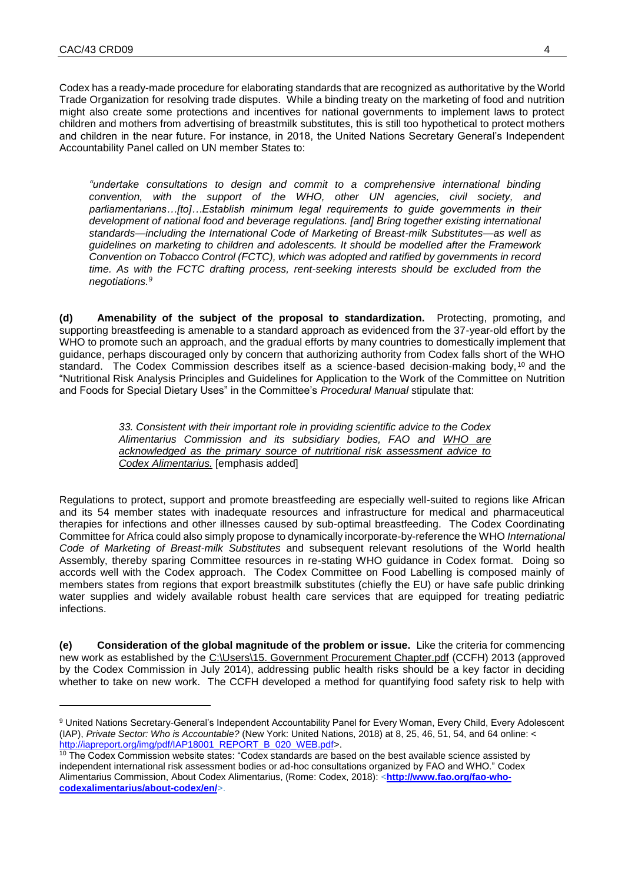Codex has a ready-made procedure for elaborating standards that are recognized as authoritative by the World Trade Organization for resolving trade disputes. While a binding treaty on the marketing of food and nutrition might also create some protections and incentives for national governments to implement laws to protect children and mothers from advertising of breastmilk substitutes, this is still too hypothetical to protect mothers and children in the near future. For instance, in 2018, the United Nations Secretary General's Independent Accountability Panel called on UN member States to:

> *"undertake consultations to design and commit to a comprehensive international binding convention, with the support of the WHO, other UN agencies, civil society, and parliamentarians…[to]…Establish minimum legal requirements to guide governments in their development of national food and beverage regulations. [and] Bring together existing international standards—including the International Code of Marketing of Breast-milk Substitutes—as well as guidelines on marketing to children and adolescents. It should be modelled after the Framework Convention on Tobacco Control (FCTC), which was adopted and ratified by governments in record time. As with the FCTC drafting process, rent-seeking interests should be excluded from the negotiations.*[9]

**(d) Amenability of the subject of the proposal to standardization.** Protecting, promoting, and supporting breastfeeding is amenable to a standard approach as evidenced from the 37-year-old effort by the WHO to promote such an approach, and the gradual efforts by many countries to domestically implement that guidance, perhaps discouraged only by concern that authorizing authority from Codex falls short of the WHO standard. The Codex Commission describes itself as a science-based decision-making body,[10] and the "Nutritional Risk Analysis Principles and Guidelines for Application to the Work of the Committee on Nutrition and Foods for Special Dietary Uses" in the Committee's *Procedural Manual* stipulate that:

> *33. Consistent with their important role in providing scientific advice to the Codex Alimentarius Commission and its subsidiary bodies, FAO and WHO are acknowledged as the primary source of nutritional risk assessment advice to Codex Alimentarius.* [emphasis added]

Regulations to protect, support and promote breastfeeding are especially well-suited to regions like African and its 54 member states with inadequate resources and infrastructure for medical and pharmaceutical therapies for infections and other illnesses caused by sub-optimal breastfeeding. The Codex Coordinating Committee for Africa could also simply propose to dynamically incorporate-by-reference the WHO *International Code of Marketing of Breast-milk Substitutes* and subsequent relevant resolutions of the World health Assembly, thereby sparing Committee resources in re-stating WHO guidance in Codex format. Doing so accords well with the Codex approach. The Codex Committee on Food Labelling is composed mainly of members states from regions that export breastmilk substitutes (chiefly the EU) or have safe public drinking water supplies and widely available robust health care services that are equipped for treating pediatric infections.

**(e) Consideration of the global magnitude of the problem or issue.** Like the criteria for commencing new work as established by the C:\Users\15. Government Procurement Chapter.pdf (CCFH) 2013 (approved by the Codex Commission in July 2014), addressing public health risks should be a key factor in deciding whether to take on new work. The CCFH developed a method for quantifying food safety risk to help with

---

[9] United Nations Secretary-General's Independent Accountability Panel for Every Woman, Every Child, Every Adolescent (IAP), *Private Sector: Who is Accountable?* (New York: United Nations, 2018) at 8, 25, 46, 51, 54, and 64 online: < http://iapreport.org/img/pdf/IAP18001_REPORT_B_020_WEB.pdf>.

[10] The Codex Commission website states: "Codex standards are based on the best available science assisted by independent international risk assessment bodies or ad-hoc consultations organized by FAO and WHO." Codex Alimentarius Commission, About Codex Alimentarius, (Rome: Codex, 2018): <**http://www.fao.org/fao-who-codexalimentarius/about-codex/en/**>.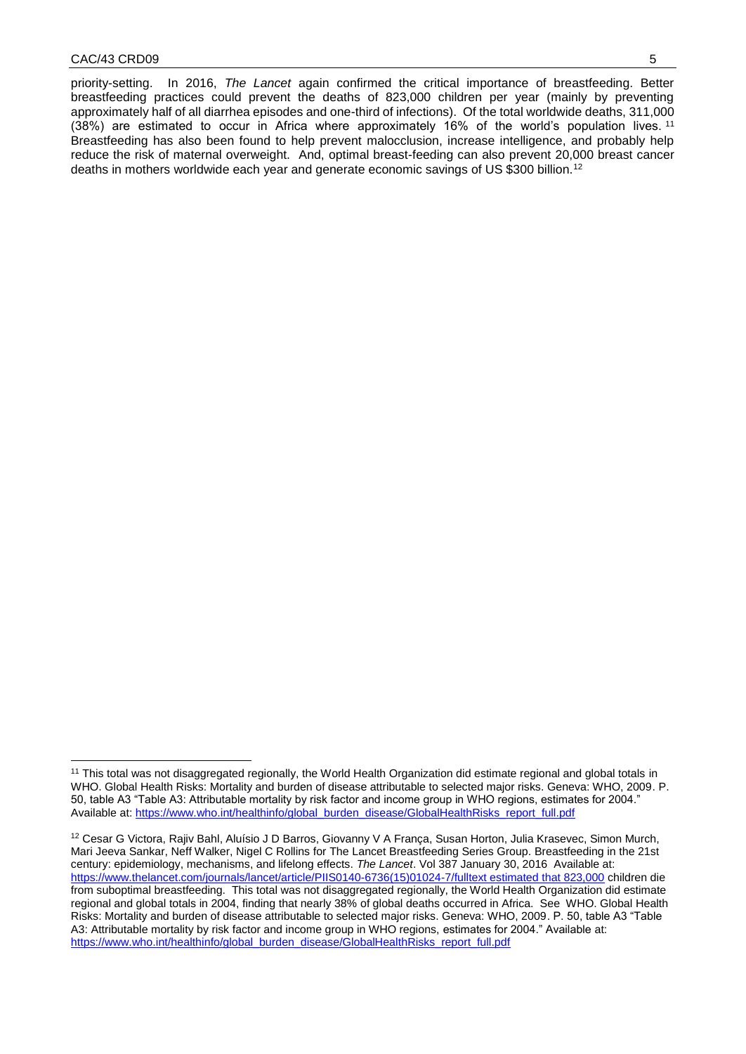priority-setting. In 2016, *The Lancet* again confirmed the critical importance of breastfeeding. Better breastfeeding practices could prevent the deaths of 823,000 children per year (mainly by preventing approximately half of all diarrhea episodes and one-third of infections). Of the total worldwide deaths, 311,000 (38%) are estimated to occur in Africa where approximately 16% of the world's population lives.[11] Breastfeeding has also been found to help prevent malocclusion, increase intelligence, and probably help reduce the risk of maternal overweight. And, optimal breast-feeding can also prevent 20,000 breast cancer deaths in mothers worldwide each year and generate economic savings of US $300 billion.[12]

---

[11] This total was not disaggregated regionally, the World Health Organization did estimate regional and global totals in WHO. Global Health Risks: Mortality and burden of disease attributable to selected major risks. Geneva: WHO, 2009. P. 50, table A3 "Table A3: Attributable mortality by risk factor and income group in WHO regions, estimates for 2004." Available at: https://www.who.int/healthinfo/global_burden_disease/GlobalHealthRisks_report_full.pdf

[12] Cesar G Victora, Rajiv Bahl, Aluísio J D Barros, Giovanny V A França, Susan Horton, Julia Krasevec, Simon Murch, Mari Jeeva Sankar, Neff Walker, Nigel C Rollins for The Lancet Breastfeeding Series Group. Breastfeeding in the 21st century: epidemiology, mechanisms, and lifelong effects. *The Lancet*. Vol 387 January 30, 2016 Available at: https://www.thelancet.com/journals/lancet/article/PIIS0140-6736(15)01024-7/fulltext estimated that 823,000 children die from suboptimal breastfeeding. This total was not disaggregated regionally, the World Health Organization did estimate regional and global totals in 2004, finding that nearly 38% of global deaths occurred in Africa. See WHO. Global Health Risks: Mortality and burden of disease attributable to selected major risks. Geneva: WHO, 2009. P. 50, table A3 "Table A3: Attributable mortality by risk factor and income group in WHO regions, estimates for 2004." Available at: https://www.who.int/healthinfo/global_burden_disease/GlobalHealthRisks_report_full.pdf